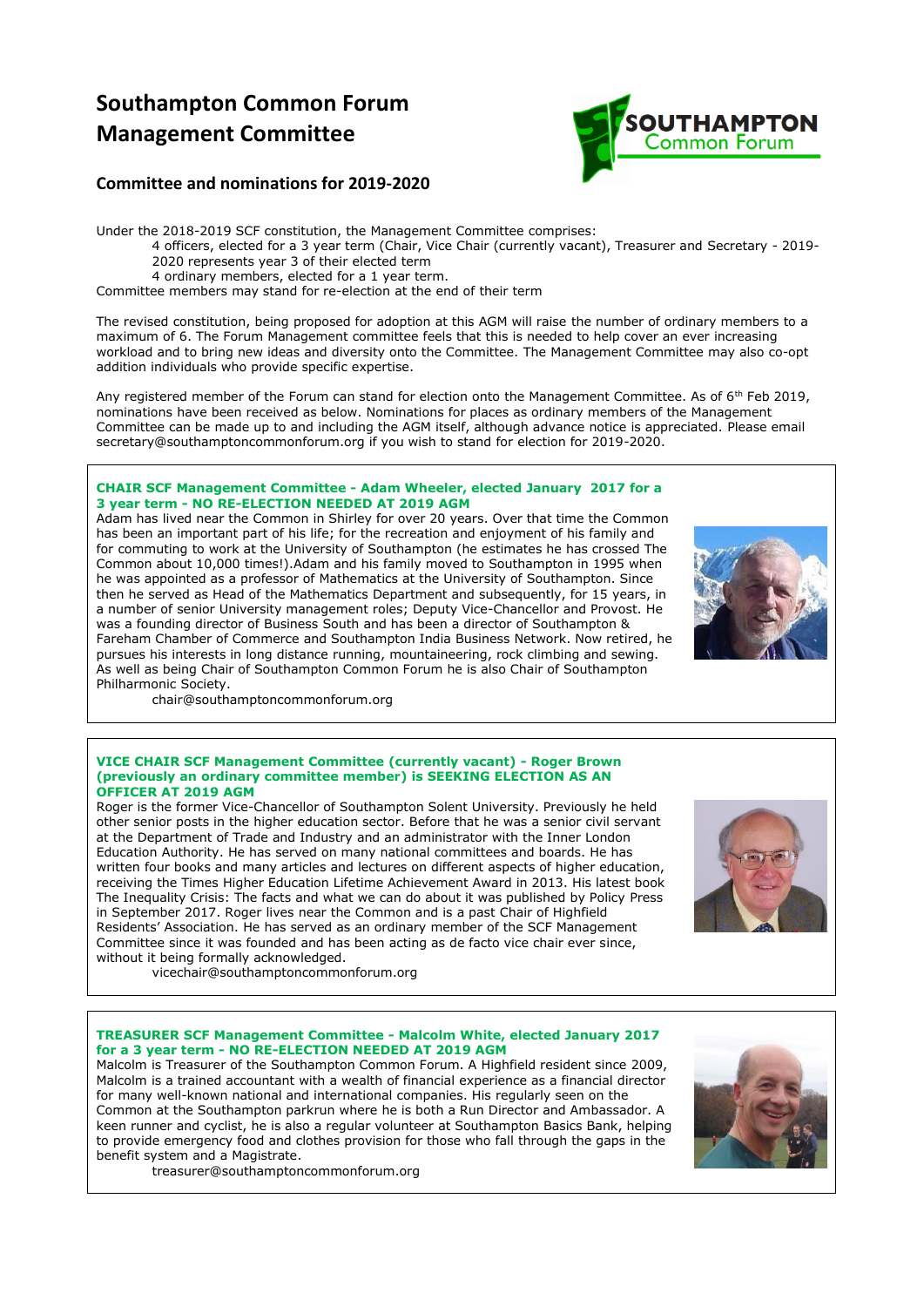# Southampton Common Forum Management Committee

## Committee and nominations for 2019-2020

Under the 2018-2019 SCF constitution, the Management Committee comprises:

4 officers, elected for a 3 year term (Chair, Vice Chair (currently vacant), Treasurer and Secretary - 2019-2020 represents year 3 of their elected term

4 ordinary members, elected for a 1 year term.

Committee members may stand for re-election at the end of their term

The revised constitution, being proposed for adoption at this AGM will raise the number of ordinary members to a maximum of 6. The Forum Management committee feels that this is needed to help cover an ever increasing workload and to bring new ideas and diversity onto the Committee. The Management Committee may also co-opt addition individuals who provide specific expertise.

Any registered member of the Forum can stand for election onto the Management Committee. As of 6th Feb 2019, nominations have been received as below. Nominations for places as ordinary members of the Management Committee can be made up to and including the AGM itself, although advance notice is appreciated. Please email secretary@southamptoncommonforum.org if you wish to stand for election for 2019-2020.

**CHAIR SCF Management Committee - Adam Wheeler, elected January 2017 for a 3 year term - NO RE-ELECTION NEEDED AT 2019 AGM**

Adam has lived near the Common in Shirley for over 20 years. Over that time the Common has been an important part of his life; for the recreation and enjoyment of his family and for commuting to work at the University of Southampton (he estimates he has crossed The Common about 10,000 times!).Adam and his family moved to Southampton in 1995 when he was appointed as a professor of Mathematics at the University of Southampton. Since then he served as Head of the Mathematics Department and subsequently, for 15 years, in a number of senior University management roles; Deputy Vice-Chancellor and Provost. He was a founding director of Business South and has been a director of Southampton & Fareham Chamber of Commerce and Southampton India Business Network. Now retired, he pursues his interests in long distance running, mountaineering, rock climbing and sewing. As well as being Chair of Southampton Common Forum he is also Chair of Southampton Philharmonic Society.

chair@southamptoncommonforum.org

**VICE CHAIR SCF Management Committee (currently vacant) - Roger Brown (previously an ordinary committee member) is SEEKING ELECTION AS AN OFFICER AT 2019 AGM**

Roger is the former Vice-Chancellor of Southampton Solent University. Previously he held other senior posts in the higher education sector. Before that he was a senior civil servant at the Department of Trade and Industry and an administrator with the Inner London Education Authority. He has served on many national committees and boards. He has written four books and many articles and lectures on different aspects of higher education, receiving the Times Higher Education Lifetime Achievement Award in 2013. His latest book The Inequality Crisis: The facts and what we can do about it was published by Policy Press in September 2017. Roger lives near the Common and is a past Chair of Highfield Residents' Association. He has served as an ordinary member of the SCF Management Committee since it was founded and has been acting as de facto vice chair ever since, without it being formally acknowledged.

vicechair@southamptoncommonforum.org

**TREASURER SCF Management Committee - Malcolm White, elected January 2017 for a 3 year term - NO RE-ELECTION NEEDED AT 2019 AGM**

Malcolm is Treasurer of the Southampton Common Forum. A Highfield resident since 2009, Malcolm is a trained accountant with a wealth of financial experience as a financial director for many well-known national and international companies. His regularly seen on the Common at the Southampton parkrun where he is both a Run Director and Ambassador. A keen runner and cyclist, he is also a regular volunteer at Southampton Basics Bank, helping to provide emergency food and clothes provision for those who fall through the gaps in the benefit system and a Magistrate.

treasurer@southamptoncommonforum.org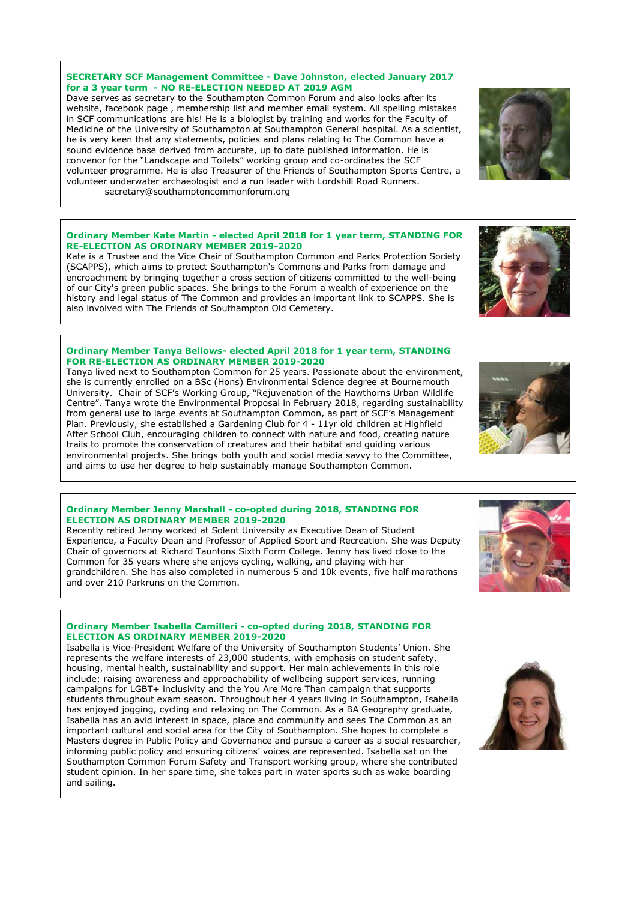**SECRETARY SCF Management Committee - Dave Johnston, elected January 2017 for a 3 year term - NO RE-ELECTION NEEDED AT 2019 AGM**

Dave serves as secretary to the Southampton Common Forum and also looks after its website, facebook page , membership list and member email system. All spelling mistakes in SCF communications are his! He is a biologist by training and works for the Faculty of Medicine of the University of Southampton at Southampton General hospital. As a scientist, he is very keen that any statements, policies and plans relating to The Common have a sound evidence base derived from accurate, up to date published information. He is convenor for the "Landscape and Toilets" working group and co-ordinates the SCF volunteer programme. He is also Treasurer of the Friends of Southampton Sports Centre, a volunteer underwater archaeologist and a run leader with Lordshill Road Runners.

secretary@southamptoncommonforum.org

**Ordinary Member Kate Martin - elected April 2018 for 1 year term, STANDING FOR RE-ELECTION AS ORDINARY MEMBER 2019-2020**

Kate is a Trustee and the Vice Chair of Southampton Common and Parks Protection Society (SCAPPS), which aims to protect Southampton's Commons and Parks from damage and encroachment by bringing together a cross section of citizens committed to the well-being of our City's green public spaces. She brings to the Forum a wealth of experience on the history and legal status of The Common and provides an important link to SCAPPS. She is also involved with The Friends of Southampton Old Cemetery.

**Ordinary Member Tanya Bellows- elected April 2018 for 1 year term, STANDING FOR RE-ELECTION AS ORDINARY MEMBER 2019-2020**

Tanya lived next to Southampton Common for 25 years. Passionate about the environment, she is currently enrolled on a BSc (Hons) Environmental Science degree at Bournemouth University. Chair of SCF's Working Group, "Rejuvenation of the Hawthorns Urban Wildlife Centre". Tanya wrote the Environmental Proposal in February 2018, regarding sustainability from general use to large events at Southampton Common, as part of SCF's Management Plan. Previously, she established a Gardening Club for 4 - 11yr old children at Highfield After School Club, encouraging children to connect with nature and food, creating nature trails to promote the conservation of creatures and their habitat and guiding various environmental projects. She brings both youth and social media savvy to the Committee, and aims to use her degree to help sustainably manage Southampton Common.

**Ordinary Member Jenny Marshall - co-opted during 2018, STANDING FOR ELECTION AS ORDINARY MEMBER 2019-2020**

Recently retired Jenny worked at Solent University as Executive Dean of Student Experience, a Faculty Dean and Professor of Applied Sport and Recreation. She was Deputy Chair of governors at Richard Tauntons Sixth Form College. Jenny has lived close to the Common for 35 years where she enjoys cycling, walking, and playing with her grandchildren. She has also completed in numerous 5 and 10k events, five half marathons and over 210 Parkruns on the Common.

**Ordinary Member Isabella Camilleri - co-opted during 2018, STANDING FOR ELECTION AS ORDINARY MEMBER 2019-2020**

Isabella is Vice-President Welfare of the University of Southampton Students' Union. She represents the welfare interests of 23,000 students, with emphasis on student safety, housing, mental health, sustainability and support. Her main achievements in this role include; raising awareness and approachability of wellbeing support services, running campaigns for LGBT+ inclusivity and the You Are More Than campaign that supports students throughout exam season. Throughout her 4 years living in Southampton, Isabella has enjoyed jogging, cycling and relaxing on The Common. As a BA Geography graduate, Isabella has an avid interest in space, place and community and sees The Common as an important cultural and social area for the City of Southampton. She hopes to complete a Masters degree in Public Policy and Governance and pursue a career as a social researcher, informing public policy and ensuring citizens' voices are represented. Isabella sat on the Southampton Common Forum Safety and Transport working group, where she contributed student opinion. In her spare time, she takes part in water sports such as wake boarding and sailing.